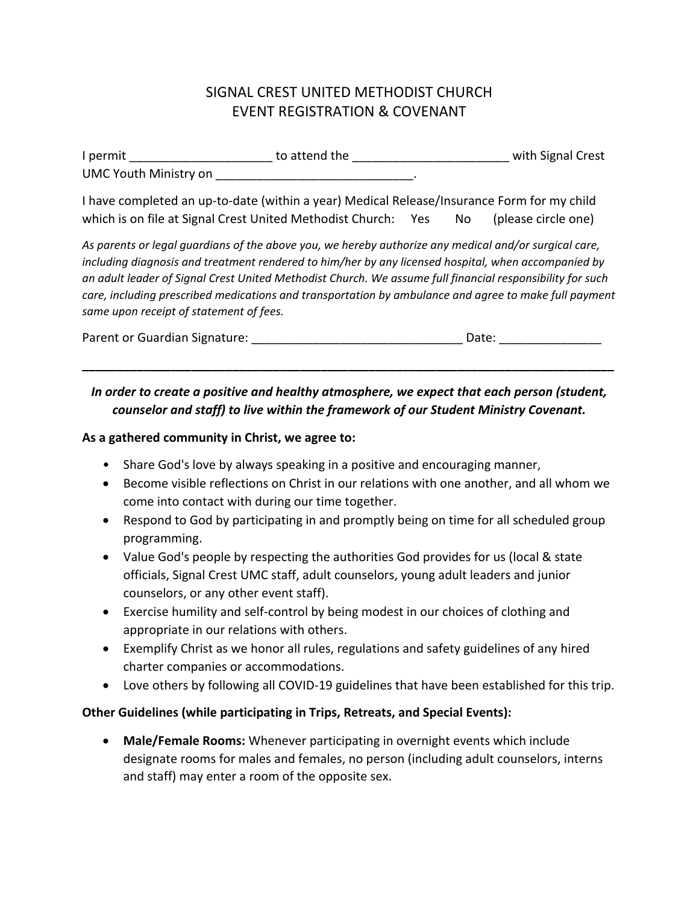# SIGNAL CREST UNITED METHODIST CHURCH
# EVENT REGISTRATION & COVENANT

I permit _____________________ to attend the _______________________ with Signal Crest UMC Youth Ministry on ______________________________.

I have completed an up-to-date (within a year) Medical Release/Insurance Form for my child which is on file at Signal Crest United Methodist Church: Yes No (please circle one)

*As parents or legal guardians of the above you, we hereby authorize any medical and/or surgical care, including diagnosis and treatment rendered to him/her by any licensed hospital, when accompanied by an adult leader of Signal Crest United Methodist Church. We assume full financial responsibility for such care, including prescribed medications and transportation by ambulance and agree to make full payment same upon receipt of statement of fees.*

Parent or Guardian Signature: _______________________________ Date: _______________

---

***In order to create a positive and healthy atmosphere, we expect that each person (student, counselor and staff) to live within the framework of our Student Ministry Covenant.***

**As a gathered community in Christ, we agree to:**

- Share God's love by always speaking in a positive and encouraging manner,
- Become visible reflections on Christ in our relations with one another, and all whom we come into contact with during our time together.
- Respond to God by participating in and promptly being on time for all scheduled group programming.
- Value God's people by respecting the authorities God provides for us (local & state officials, Signal Crest UMC staff, adult counselors, young adult leaders and junior counselors, or any other event staff).
- Exercise humility and self-control by being modest in our choices of clothing and appropriate in our relations with others.
- Exemplify Christ as we honor all rules, regulations and safety guidelines of any hired charter companies or accommodations.
- Love others by following all COVID-19 guidelines that have been established for this trip.

**Other Guidelines (while participating in Trips, Retreats, and Special Events):**

- **Male/Female Rooms:** Whenever participating in overnight events which include designate rooms for males and females, no person (including adult counselors, interns and staff) may enter a room of the opposite sex.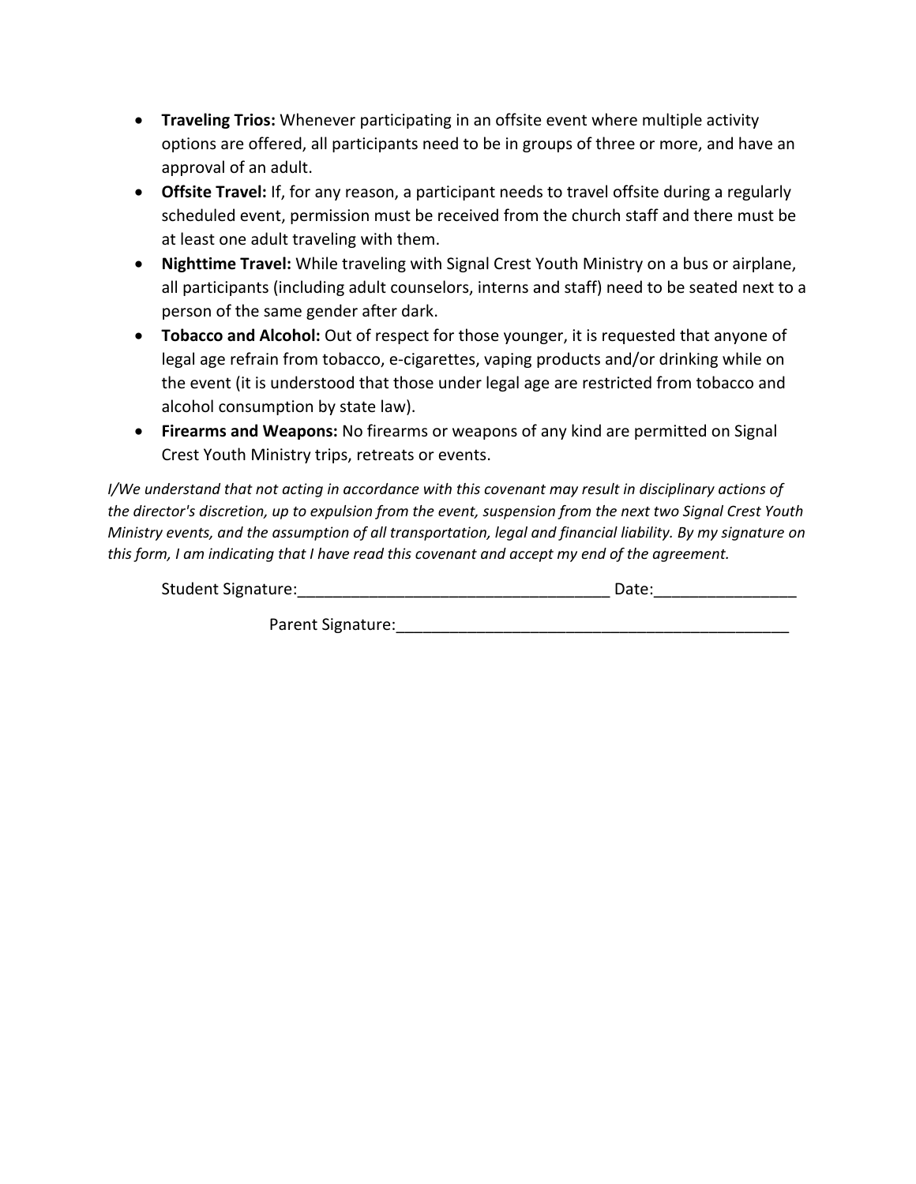- **Traveling Trios:** Whenever participating in an offsite event where multiple activity options are offered, all participants need to be in groups of three or more, and have an approval of an adult.
- **Offsite Travel:** If, for any reason, a participant needs to travel offsite during a regularly scheduled event, permission must be received from the church staff and there must be at least one adult traveling with them.
- **Nighttime Travel:** While traveling with Signal Crest Youth Ministry on a bus or airplane, all participants (including adult counselors, interns and staff) need to be seated next to a person of the same gender after dark.
- **Tobacco and Alcohol:** Out of respect for those younger, it is requested that anyone of legal age refrain from tobacco, e-cigarettes, vaping products and/or drinking while on the event (it is understood that those under legal age are restricted from tobacco and alcohol consumption by state law).
- **Firearms and Weapons:** No firearms or weapons of any kind are permitted on Signal Crest Youth Ministry trips, retreats or events.

*I/We understand that not acting in accordance with this covenant may result in disciplinary actions of the director's discretion, up to expulsion from the event, suspension from the next two Signal Crest Youth Ministry events, and the assumption of all transportation, legal and financial liability. By my signature on this form, I am indicating that I have read this covenant and accept my end of the agreement.*

Student Signature:___________________________________ Date:________________

Parent Signature:_____________________________________________